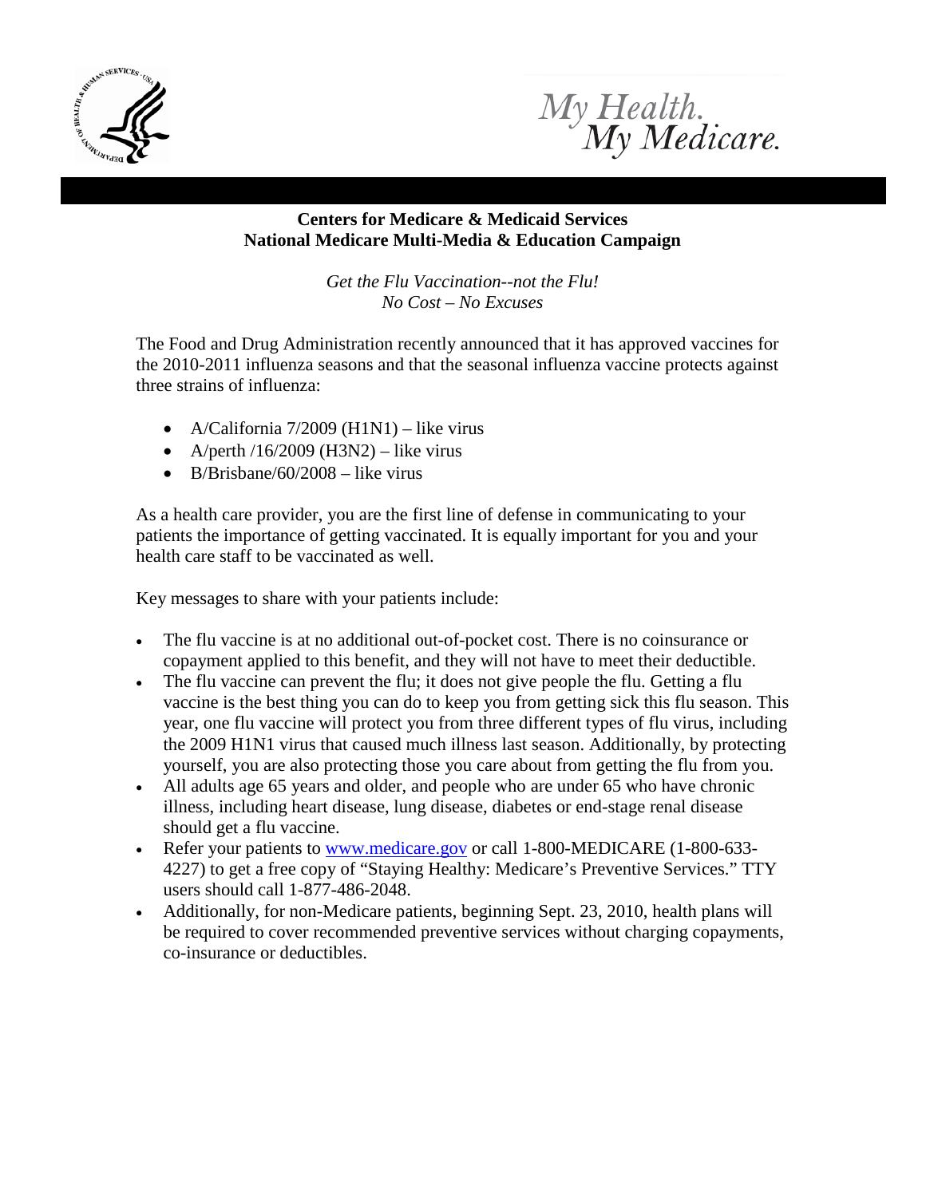My Health.
My Medicare.

**Centers for Medicare & Medicaid Services**
**National Medicare Multi-Media & Education Campaign**

*Get the Flu Vaccination--not the Flu!*
*No Cost – No Excuses*

The Food and Drug Administration recently announced that it has approved vaccines for the 2010-2011 influenza seasons and that the seasonal influenza vaccine protects against three strains of influenza:

- A/California 7/2009 (H1N1) – like virus
- A/perth /16/2009 (H3N2) – like virus
- B/Brisbane/60/2008 – like virus

As a health care provider, you are the first line of defense in communicating to your patients the importance of getting vaccinated. It is equally important for you and your health care staff to be vaccinated as well.

Key messages to share with your patients include:

- The flu vaccine is at no additional out-of-pocket cost. There is no coinsurance or copayment applied to this benefit, and they will not have to meet their deductible.
- The flu vaccine can prevent the flu; it does not give people the flu. Getting a flu vaccine is the best thing you can do to keep you from getting sick this flu season. This year, one flu vaccine will protect you from three different types of flu virus, including the 2009 H1N1 virus that caused much illness last season. Additionally, by protecting yourself, you are also protecting those you care about from getting the flu from you.
- All adults age 65 years and older, and people who are under 65 who have chronic illness, including heart disease, lung disease, diabetes or end-stage renal disease should get a flu vaccine.
- Refer your patients to [www.medicare.gov](http://www.medicare.gov) or call 1-800-MEDICARE (1-800-633-4227) to get a free copy of "Staying Healthy: Medicare's Preventive Services." TTY users should call 1-877-486-2048.
- Additionally, for non-Medicare patients, beginning Sept. 23, 2010, health plans will be required to cover recommended preventive services without charging copayments, co-insurance or deductibles.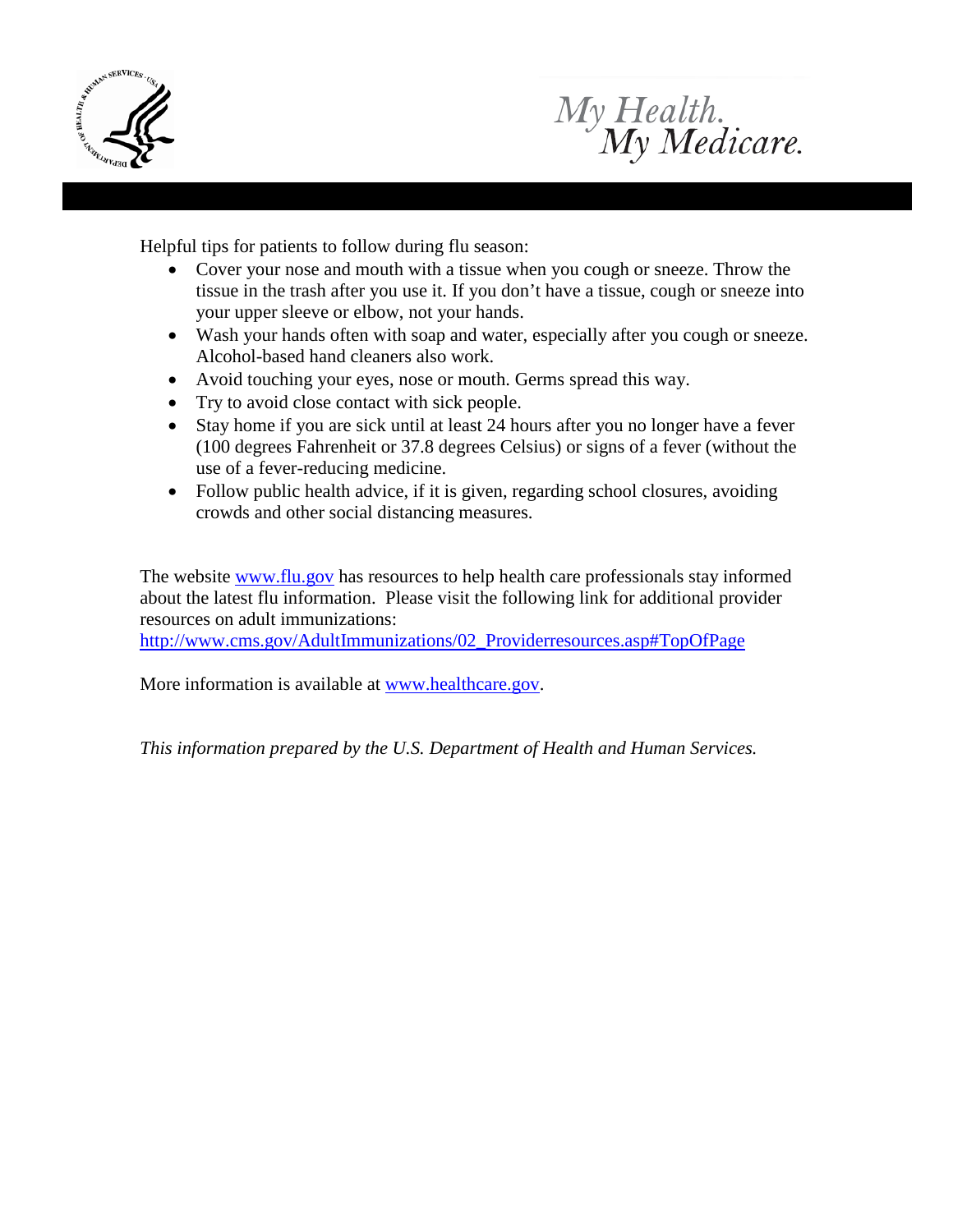Helpful tips for patients to follow during flu season:

- Cover your nose and mouth with a tissue when you cough or sneeze. Throw the tissue in the trash after you use it. If you don't have a tissue, cough or sneeze into your upper sleeve or elbow, not your hands.
- Wash your hands often with soap and water, especially after you cough or sneeze. Alcohol-based hand cleaners also work.
- Avoid touching your eyes, nose or mouth. Germs spread this way.
- Try to avoid close contact with sick people.
- Stay home if you are sick until at least 24 hours after you no longer have a fever (100 degrees Fahrenheit or 37.8 degrees Celsius) or signs of a fever (without the use of a fever-reducing medicine.
- Follow public health advice, if it is given, regarding school closures, avoiding crowds and other social distancing measures.

The website [www.flu.gov](http://www.flu.gov) has resources to help health care professionals stay informed about the latest flu information. Please visit the following link for additional provider resources on adult immunizations:
[http://www.cms.gov/AdultImmunizations/02_Providerresources.asp#TopOfPage](http://www.cms.gov/AdultImmunizations/02_Providerresources.asp#TopOfPage)

More information is available at [www.healthcare.gov](http://www.healthcare.gov).

*This information prepared by the U.S. Department of Health and Human Services.*